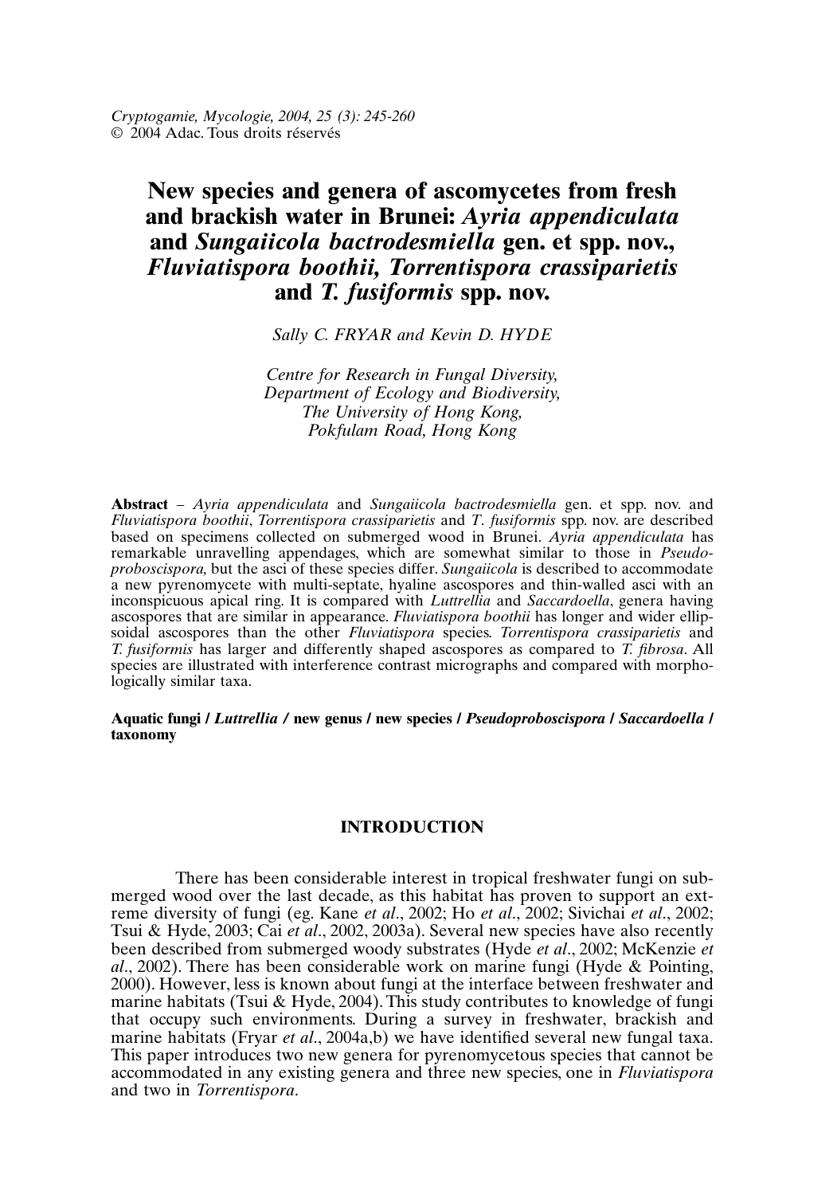# New species and genera of ascomycetes from fresh and brackish water in Brunei: *Ayria appendiculata* and *Sungaiicola bactrodesmiella* gen. et spp. nov., *Fluviatispora boothii*, *Torrentispora crassiparietis* and *T. fusiformis* spp. nov.

*Sally C. FRYAR and Kevin D. HYDE*

*Centre for Research in Fungal Diversity,*
*Department of Ecology and Biodiversity,*
*The University of Hong Kong,*
*Pokfulam Road, Hong Kong*

**Abstract** – *Ayria appendiculata* and *Sungaiicola bactrodesmiella* gen. et spp. nov. and *Fluviatispora boothii*, *Torrentispora crassiparietis* and *T. fusiformis* spp. nov. are described based on specimens collected on submerged wood in Brunei. *Ayria appendiculata* has remarkable unravelling appendages, which are somewhat similar to those in *Pseudoproboscispora,* but the asci of these species differ. *Sungaiicola* is described to accommodate a new pyrenomycete with multi-septate, hyaline ascospores and thin-walled asci with an inconspicuous apical ring. It is compared with *Luttrellia* and *Saccardoella*, genera having ascospores that are similar in appearance. *Fluviatispora boothii* has longer and wider ellipsoidal ascospores than the other *Fluviatispora* species. *Torrentispora crassiparietis* and *T. fusiformis* has larger and differently shaped ascospores as compared to *T. fibrosa*. All species are illustrated with interference contrast micrographs and compared with morphologically similar taxa.

**Aquatic fungi / *Luttrellia* / new genus / new species / *Pseudoproboscispora* / *Saccardoella* / taxonomy**

## INTRODUCTION

There has been considerable interest in tropical freshwater fungi on submerged wood over the last decade, as this habitat has proven to support an extreme diversity of fungi (eg. Kane *et al*., 2002; Ho *et al*., 2002; Sivichai *et al*., 2002; Tsui & Hyde, 2003; Cai *et al*., 2002, 2003a). Several new species have also recently been described from submerged woody substrates (Hyde *et al*., 2002; McKenzie *et al*., 2002). There has been considerable work on marine fungi (Hyde & Pointing, 2000). However, less is known about fungi at the interface between freshwater and marine habitats (Tsui & Hyde, 2004). This study contributes to knowledge of fungi that occupy such environments. During a survey in freshwater, brackish and marine habitats (Fryar *et al*., 2004a,b) we have identified several new fungal taxa. This paper introduces two new genera for pyrenomycetous species that cannot be accommodated in any existing genera and three new species, one in *Fluviatispora* and two in *Torrentispora*.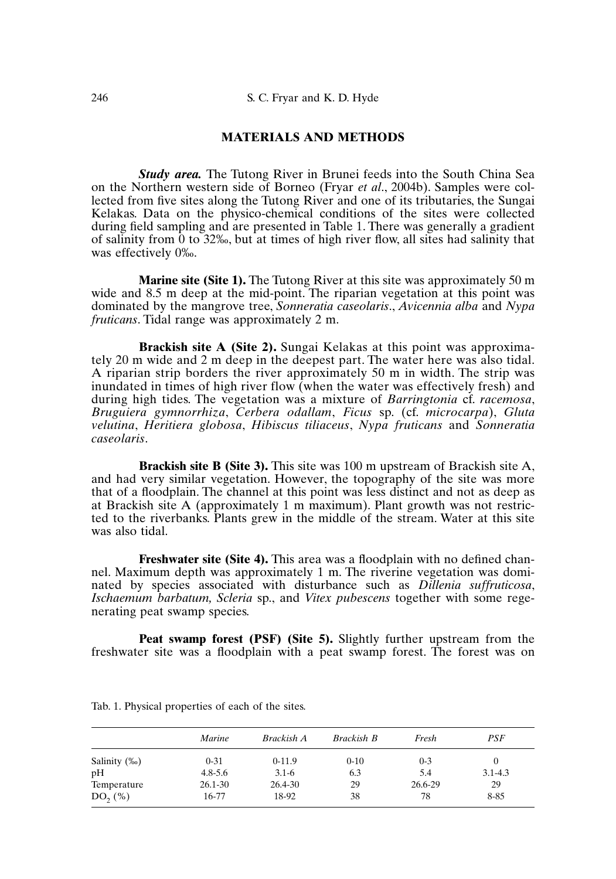## MATERIALS AND METHODS

***Study area.*** The Tutong River in Brunei feeds into the South China Sea on the Northern western side of Borneo (Fryar *et al*., 2004b). Samples were collected from five sites along the Tutong River and one of its tributaries, the Sungai Kelakas. Data on the physico-chemical conditions of the sites were collected during field sampling and are presented in Table 1. There was generally a gradient of salinity from 0 to 32‰, but at times of high river flow, all sites had salinity that was effectively 0‰.

**Marine site (Site 1).** The Tutong River at this site was approximately 50 m wide and 8.5 m deep at the mid-point. The riparian vegetation at this point was dominated by the mangrove tree, *Sonneratia caseolaris*., *Avicennia alba* and *Nypa fruticans*. Tidal range was approximately 2 m.

**Brackish site A (Site 2).** Sungai Kelakas at this point was approximately 20 m wide and 2 m deep in the deepest part. The water here was also tidal. A riparian strip borders the river approximately 50 m in width. The strip was inundated in times of high river flow (when the water was effectively fresh) and during high tides. The vegetation was a mixture of *Barringtonia* cf. *racemosa*, *Bruguiera gymnorrhiza*, *Cerbera odallam*, *Ficus* sp. (cf. *microcarpa*), *Gluta velutina*, *Heritiera globosa*, *Hibiscus tiliaceus*, *Nypa fruticans* and *Sonneratia caseolaris*.

**Brackish site B (Site 3).** This site was 100 m upstream of Brackish site A, and had very similar vegetation. However, the topography of the site was more that of a floodplain. The channel at this point was less distinct and not as deep as at Brackish site A (approximately 1 m maximum). Plant growth was not restricted to the riverbanks. Plants grew in the middle of the stream. Water at this site was also tidal.

**Freshwater site (Site 4).** This area was a floodplain with no defined channel. Maximum depth was approximately 1 m. The riverine vegetation was dominated by species associated with disturbance such as *Dillenia suffruticosa*, *Ischaemum barbatum, Scleria* sp., and *Vitex pubescens* together with some regenerating peat swamp species.

**Peat swamp forest (PSF) (Site 5).** Slightly further upstream from the freshwater site was a floodplain with a peat swamp forest. The forest was on

Tab. 1. Physical properties of each of the sites.

| | *Marine* | *Brackish A* | *Brackish B* | *Fresh* | *PSF* |
|---|---|---|---|---|---|
| Salinity (‰) | 0-31 | 0-11.9 | 0-10 | 0-3 | 0 |
| pH | 4.8-5.6 | 3.1-6 | 6.3 | 5.4 | 3.1-4.3 |
| Temperature | 26.1-30 | 26.4-30 | 29 | 26.6-29 | 29 |
| $DO_2$ (%) | 16-77 | 18-92 | 38 | 78 | 8-85 |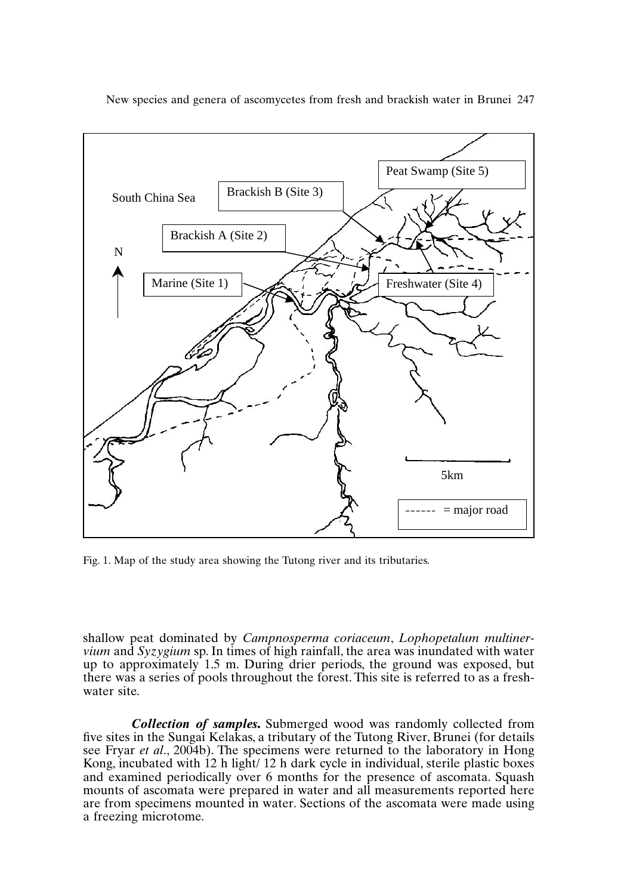Fig. 1. Map of the study area showing the Tutong river and its tributaries.

shallow peat dominated by *Campnosperma coriaceum*, *Lophopetalum multinervium* and *Syzygium* sp. In times of high rainfall, the area was inundated with water up to approximately 1.5 m. During drier periods, the ground was exposed, but there was a series of pools throughout the forest. This site is referred to as a freshwater site.

***Collection of samples.*** Submerged wood was randomly collected from five sites in the Sungai Kelakas, a tributary of the Tutong River, Brunei (for details see Fryar *et al*., 2004b). The specimens were returned to the laboratory in Hong Kong, incubated with 12 h light/ 12 h dark cycle in individual, sterile plastic boxes and examined periodically over 6 months for the presence of ascomata. Squash mounts of ascomata were prepared in water and all measurements reported here are from specimens mounted in water. Sections of the ascomata were made using a freezing microtome.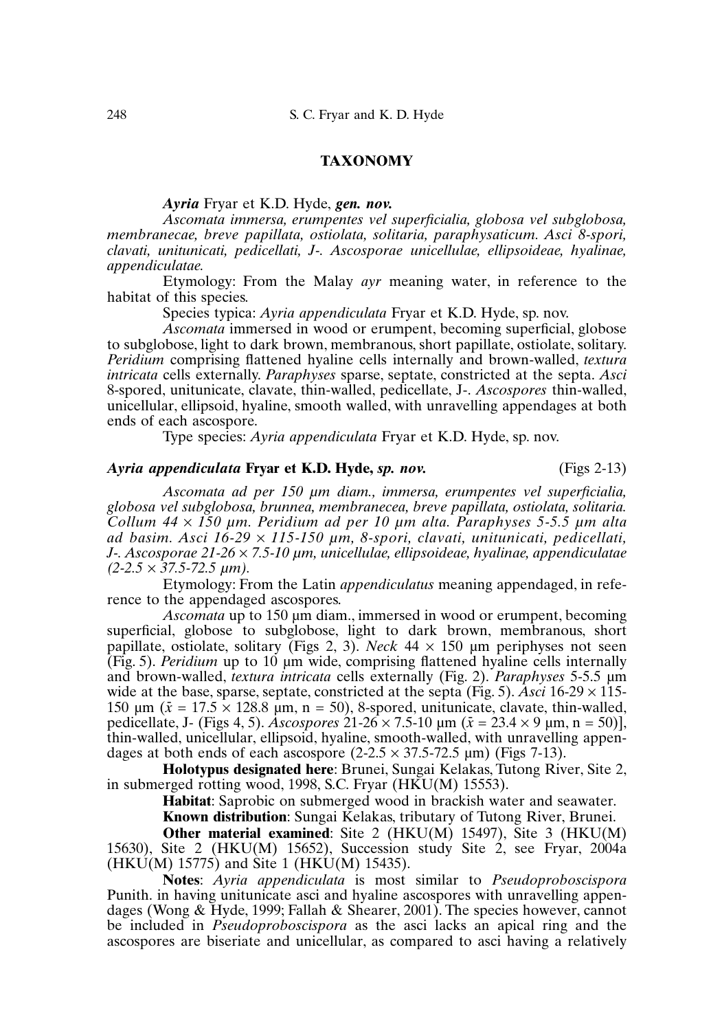## TAXONOMY

***Ayria*** **Fryar et K.D. Hyde, *gen. nov.***

*Ascomata immersa, erumpentes vel superficialia, globosa vel subglobosa, membranecae, breve papillata, ostiolata, solitaria, paraphysaticum. Asci 8-spori, clavati, unitunicati, pedicellati, J-. Ascosporae unicellulae, ellipsoideae, hyalinae, appendiculatae.*

Etymology: From the Malay *ayr* meaning water, in reference to the habitat of this species.

Species typica: *Ayria appendiculata* Fryar et K.D. Hyde, sp. nov.

*Ascomata* immersed in wood or erumpent, becoming superficial, globose to subglobose, light to dark brown, membranous, short papillate, ostiolate, solitary. *Peridium* comprising flattened hyaline cells internally and brown-walled, *textura intricata* cells externally. *Paraphyses* sparse, septate, constricted at the septa. *Asci* 8-spored, unitunicate, clavate, thin-walled, pedicellate, J-. *Ascospores* thin-walled, unicellular, ellipsoid, hyaline, smooth walled, with unravelling appendages at both ends of each ascospore.

Type species: *Ayria appendiculata* Fryar et K.D. Hyde, sp. nov.

***Ayria appendiculata*** **Fryar et K.D. Hyde, *sp. nov.*** (Figs 2-13)

*Ascomata ad per 150 µm diam., immersa, erumpentes vel superficialia, globosa vel subglobosa, brunnea, membranecea, breve papillata, ostiolata, solitaria. Collum 44 × 150 µm. Peridium ad per 10 µm alta. Paraphyses 5-5.5 µm alta ad basim. Asci 16-29 × 115-150 µm, 8-spori, clavati, unitunicati, pedicellati, J-. Ascosporae 21-26 × 7.5-10 µm, unicellulae, ellipsoideae, hyalinae, appendiculatae (2-2.5 × 37.5-72.5 µm).*

Etymology: From the Latin *appendiculatus* meaning appendaged, in reference to the appendaged ascospores.

*Ascomata* up to 150 µm diam., immersed in wood or erumpent, becoming superficial, globose to subglobose, light to dark brown, membranous, short papillate, ostiolate, solitary (Figs 2, 3). *Neck* 44 × 150 µm periphyses not seen (Fig. 5). *Peridium* up to 10 µm wide, comprising flattened hyaline cells internally and brown-walled, *textura intricata* cells externally (Fig. 2). *Paraphyses* 5-5.5 µm wide at the base, sparse, septate, constricted at the septa (Fig. 5). *Asci* 16-29 × 115-150 µm ($\bar{x}$ = 17.5 × 128.8 µm, n = 50), 8-spored, unitunicate, clavate, thin-walled, pedicellate, J- (Figs 4, 5). *Ascospores* 21-26 × 7.5-10 µm ($\bar{x}$ = 23.4 × 9 µm, n = 50)], thin-walled, unicellular, ellipsoid, hyaline, smooth-walled, with unravelling appendages at both ends of each ascospore (2-2.5 × 37.5-72.5 µm) (Figs 7-13).

**Holotypus designated here**: Brunei, Sungai Kelakas, Tutong River, Site 2, in submerged rotting wood, 1998, S.C. Fryar (HKU(M) 15553).

**Habitat**: Saprobic on submerged wood in brackish water and seawater.

**Known distribution**: Sungai Kelakas, tributary of Tutong River, Brunei.

**Other material examined**: Site 2 (HKU(M) 15497), Site 3 (HKU(M) 15630), Site 2 (HKU(M) 15652), Succession study Site 2, see Fryar, 2004a (HKU(M) 15775) and Site 1 (HKU(M) 15435).

**Notes**: *Ayria appendiculata* is most similar to *Pseudoproboscispora* Punith. in having unitunicate asci and hyaline ascospores with unravelling appendages (Wong & Hyde, 1999; Fallah & Shearer, 2001). The species however, cannot be included in *Pseudoproboscispora* as the asci lacks an apical ring and the ascospores are biseriate and unicellular, as compared to asci having a relatively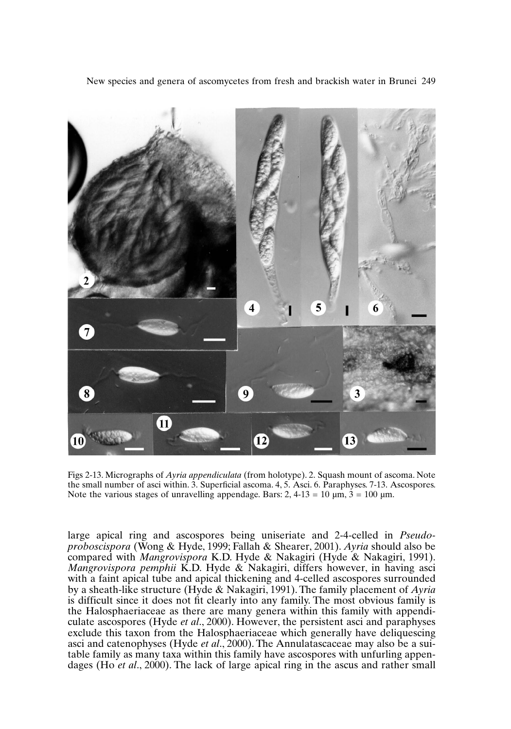Figs 2-13. Micrographs of *Ayria appendiculata* (from holotype). 2. Squash mount of ascoma. Note the small number of asci within. 3. Superficial ascoma. 4, 5. Asci. 6. Paraphyses. 7-13. Ascospores. Note the various stages of unravelling appendage. Bars: 2, 4-13 = 10 µm, 3 = 100 µm.

large apical ring and ascospores being uniseriate and 2-4-celled in *Pseudoproboscispora* (Wong & Hyde, 1999; Fallah & Shearer, 2001). *Ayria* should also be compared with *Mangrovispora* K.D. Hyde & Nakagiri (Hyde & Nakagiri, 1991). *Mangrovispora pemphii* K.D. Hyde & Nakagiri, differs however, in having asci with a faint apical tube and apical thickening and 4-celled ascospores surrounded by a sheath-like structure (Hyde & Nakagiri, 1991). The family placement of *Ayria* is difficult since it does not fit clearly into any family. The most obvious family is the Halosphaeriaceae as there are many genera within this family with appendiculate ascospores (Hyde *et al*., 2000). However, the persistent asci and paraphyses exclude this taxon from the Halosphaeriaceae which generally have deliquescing asci and catenophyses (Hyde *et al*., 2000). The Annulatascaceae may also be a suitable family as many taxa within this family have ascospores with unfurling appendages (Ho *et al*., 2000). The lack of large apical ring in the ascus and rather small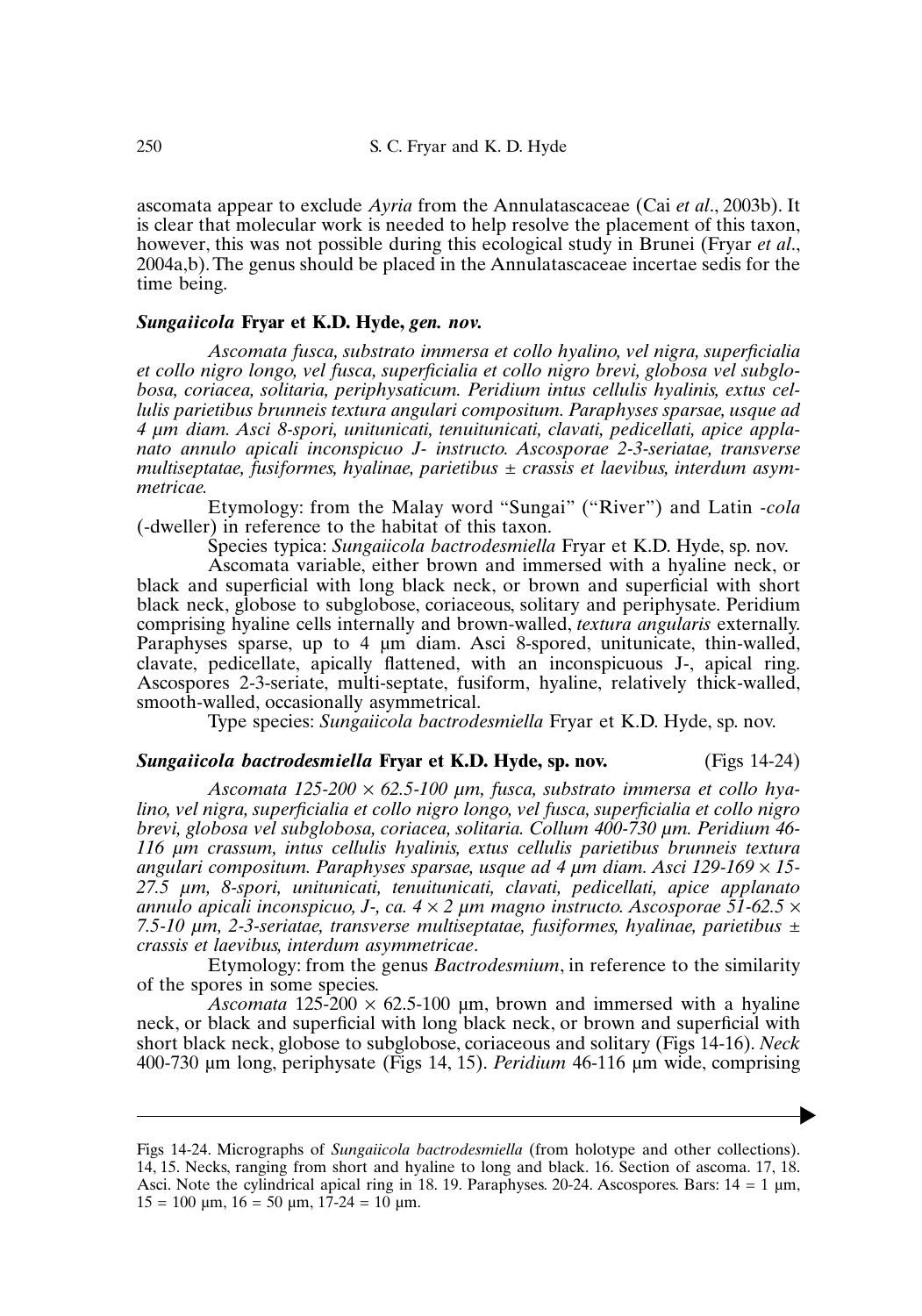ascomata appear to exclude *Ayria* from the Annulatascaceae (Cai *et al*., 2003b). It is clear that molecular work is needed to help resolve the placement of this taxon, however, this was not possible during this ecological study in Brunei (Fryar *et al*., 2004a,b). The genus should be placed in the Annulatascaceae incertae sedis for the time being.

### ***Sungaiicola* Fryar et K.D. Hyde, *gen. nov.***

*Ascomata fusca, substrato immersa et collo hyalino, vel nigra, superficialia et collo nigro longo, vel fusca, superficialia et collo nigro brevi, globosa vel subglobosa, coriacea, solitaria, periphysaticum. Peridium intus cellulis hyalinis, extus cellulis parietibus brunneis textura angulari compositum. Paraphyses sparsae, usque ad 4 µm diam. Asci 8-spori, unitunicati, tenuitunicati, clavati, pedicellati, apice applanato annulo apicali inconspicuo J- instructo. Ascosporae 2-3-seriatae, transverse multiseptatae, fusiformes, hyalinae, parietibus ± crassis et laevibus, interdum asymmetricae.*

Etymology: from the Malay word "Sungai" ("River") and Latin *-cola* (-dweller) in reference to the habitat of this taxon.

Species typica: *Sungaiicola bactrodesmiella* Fryar et K.D. Hyde, sp. nov.

Ascomata variable, either brown and immersed with a hyaline neck, or black and superficial with long black neck, or brown and superficial with short black neck, globose to subglobose, coriaceous, solitary and periphysate. Peridium comprising hyaline cells internally and brown-walled, *textura angularis* externally. Paraphyses sparse, up to 4 µm diam. Asci 8-spored, unitunicate, thin-walled, clavate, pedicellate, apically flattened, with an inconspicuous J-, apical ring. Ascospores 2-3-seriate, multi-septate, fusiform, hyaline, relatively thick-walled, smooth-walled, occasionally asymmetrical.

Type species: *Sungaiicola bactrodesmiella* Fryar et K.D. Hyde, sp. nov.

### ***Sungaiicola bactrodesmiella* Fryar et K.D. Hyde, sp. nov.** (Figs 14-24)

*Ascomata 125-200 × 62.5-100 µm, fusca, substrato immersa et collo hyalino, vel nigra, superficialia et collo nigro longo, vel fusca, superficialia et collo nigro brevi, globosa vel subglobosa, coriacea, solitaria. Collum 400-730 µm. Peridium 46-116 µm crassum, intus cellulis hyalinis, extus cellulis parietibus brunneis textura angulari compositum. Paraphyses sparsae, usque ad 4 µm diam. Asci 129-169 × 15-27.5 µm, 8-spori, unitunicati, tenuitunicati, clavati, pedicellati, apice applanato annulo apicali inconspicuo, J-, ca. 4 × 2 µm magno instructo. Ascosporae 51-62.5 × 7.5-10 µm, 2-3-seriatae, transverse multiseptatae, fusiformes, hyalinae, parietibus ± crassis et laevibus, interdum asymmetricae*.

Etymology: from the genus *Bactrodesmium*, in reference to the similarity of the spores in some species.

*Ascomata* 125-200 × 62.5-100 µm, brown and immersed with a hyaline neck, or black and superficial with long black neck, or brown and superficial with short black neck, globose to subglobose, coriaceous and solitary (Figs 14-16). *Neck* 400-730 µm long, periphysate (Figs 14, 15). *Peridium* 46-116 µm wide, comprising

Figs 14-24. Micrographs of *Sungaiicola bactrodesmiella* (from holotype and other collections). 14, 15. Necks, ranging from short and hyaline to long and black. 16. Section of ascoma. 17, 18. Asci. Note the cylindrical apical ring in 18. 19. Paraphyses. 20-24. Ascospores. Bars: 14 = 1 µm, 15 = 100 µm, 16 = 50 µm, 17-24 = 10 µm.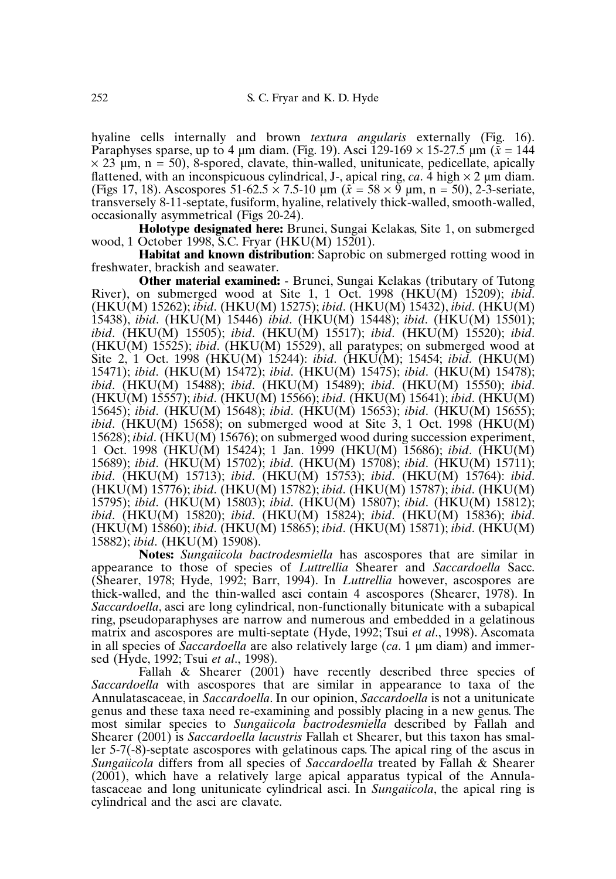hyaline cells internally and brown *textura angularis* externally (Fig. 16). Paraphyses sparse, up to 4 µm diam. (Fig. 19). Asci 129-169 × 15-27.5 µm ($\bar{x}$ = 144 × 23 µm, n = 50), 8-spored, clavate, thin-walled, unitunicate, pedicellate, apically flattened, with an inconspicuous cylindrical, J-, apical ring, *ca*. 4 high × 2 µm diam. (Figs 17, 18). Ascospores 51-62.5 × 7.5-10 µm ($\bar{x}$ = 58 × 9 µm, n = 50), 2-3-seriate, transversely 8-11-septate, fusiform, hyaline, relatively thick-walled, smooth-walled, occasionally asymmetrical (Figs 20-24).

**Holotype designated here:** Brunei, Sungai Kelakas, Site 1, on submerged wood, 1 October 1998, S.C. Fryar (HKU(M) 15201).

**Habitat and known distribution**: Saprobic on submerged rotting wood in freshwater, brackish and seawater.

**Other material examined:** - Brunei, Sungai Kelakas (tributary of Tutong River), on submerged wood at Site 1, 1 Oct. 1998 (HKU(M) 15209); *ibid*. (HKU(M) 15262); *ibid*. (HKU(M) 15275); *ibid*. (HKU(M) 15432), *ibid*. (HKU(M) 15438), *ibid*. (HKU(M) 15446) *ibid*. (HKU(M) 15448); *ibid*. (HKU(M) 15501); *ibid*. (HKU(M) 15505); *ibid*. (HKU(M) 15517); *ibid*. (HKU(M) 15520); *ibid*. (HKU(M) 15525); *ibid*. (HKU(M) 15529), all paratypes; on submerged wood at Site 2, 1 Oct. 1998 (HKU(M) 15244): *ibid*. (HKU(M); 15454; *ibid*. (HKU(M) 15471); *ibid*. (HKU(M) 15472); *ibid*. (HKU(M) 15475); *ibid*. (HKU(M) 15478); *ibid*. (HKU(M) 15488); *ibid*. (HKU(M) 15489); *ibid*. (HKU(M) 15550); *ibid*. (HKU(M) 15557); *ibid*. (HKU(M) 15566); *ibid*. (HKU(M) 15641); *ibid*. (HKU(M) 15645); *ibid*. (HKU(M) 15648); *ibid*. (HKU(M) 15653); *ibid*. (HKU(M) 15655); *ibid*. (HKU(M) 15658); on submerged wood at Site 3, 1 Oct. 1998 (HKU(M) 15628); *ibid*. (HKU(M) 15676); on submerged wood during succession experiment, 1 Oct. 1998 (HKU(M) 15424); 1 Jan. 1999 (HKU(M) 15686); *ibid*. (HKU(M) 15689); *ibid*. (HKU(M) 15702); *ibid*. (HKU(M) 15708); *ibid*. (HKU(M) 15711); *ibid*. (HKU(M) 15713); *ibid*. (HKU(M) 15753); *ibid*. (HKU(M) 15764): *ibid*. (HKU(M) 15776); *ibid*. (HKU(M) 15782); *ibid*. (HKU(M) 15787); *ibid*. (HKU(M) 15795); *ibid*. (HKU(M) 15803); *ibid*. (HKU(M) 15807); *ibid*. (HKU(M) 15812); *ibid*. (HKU(M) 15820); *ibid*. (HKU(M) 15824); *ibid*. (HKU(M) 15836); *ibid*. (HKU(M) 15860); *ibid*. (HKU(M) 15865); *ibid*. (HKU(M) 15871); *ibid*. (HKU(M) 15882); *ibid*. (HKU(M) 15908).

**Notes:** *Sungaiicola bactrodesmiella* has ascospores that are similar in appearance to those of species of *Luttrellia* Shearer and *Saccardoella* Sacc. (Shearer, 1978; Hyde, 1992; Barr, 1994). In *Luttrellia* however, ascospores are thick-walled, and the thin-walled asci contain 4 ascospores (Shearer, 1978). In *Saccardoella*, asci are long cylindrical, non-functionally bitunicate with a subapical ring, pseudoparaphyses are narrow and numerous and embedded in a gelatinous matrix and ascospores are multi-septate (Hyde, 1992; Tsui *et al*., 1998). Ascomata in all species of *Saccardoella* are also relatively large (*ca*. 1 µm diam) and immersed (Hyde, 1992; Tsui *et al*., 1998).

Fallah & Shearer (2001) have recently described three species of *Saccardoella* with ascospores that are similar in appearance to taxa of the Annulatascaceae, in *Saccardoella*. In our opinion, *Saccardoella* is not a unitunicate genus and these taxa need re-examining and possibly placing in a new genus. The most similar species to *Sungaiicola bactrodesmiella* described by Fallah and Shearer (2001) is *Saccardoella lacustris* Fallah et Shearer, but this taxon has smaller 5-7(-8)-septate ascospores with gelatinous caps. The apical ring of the ascus in *Sungaiicola* differs from all species of *Saccardoella* treated by Fallah & Shearer (2001), which have a relatively large apical apparatus typical of the Annulatascaceae and long unitunicate cylindrical asci. In *Sungaiicola*, the apical ring is cylindrical and the asci are clavate.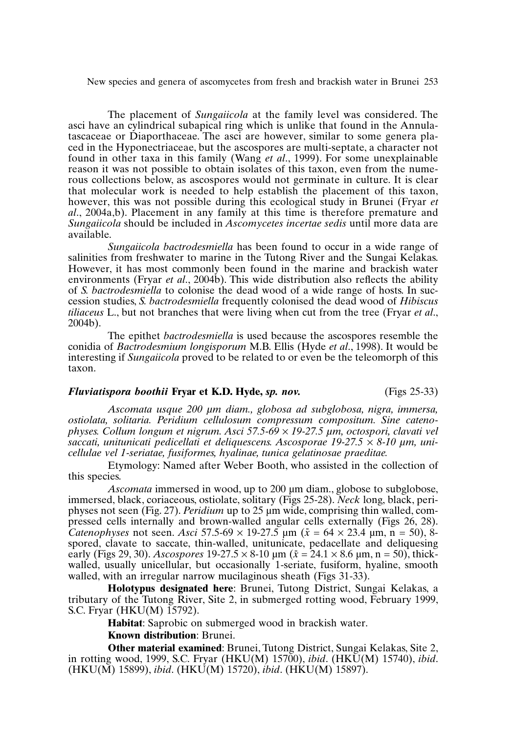The placement of *Sungaiicola* at the family level was considered. The asci have an cylindrical subapical ring which is unlike that found in the Annulatascaceae or Diaporthaceae. The asci are however, similar to some genera placed in the Hyponectriaceae, but the ascospores are multi-septate, a character not found in other taxa in this family (Wang *et al*., 1999). For some unexplainable reason it was not possible to obtain isolates of this taxon, even from the numerous collections below, as ascospores would not germinate in culture. It is clear that molecular work is needed to help establish the placement of this taxon, however, this was not possible during this ecological study in Brunei (Fryar *et al*., 2004a,b). Placement in any family at this time is therefore premature and *Sungaiicola* should be included in *Ascomycetes incertae sedis* until more data are available.

*Sungaiicola bactrodesmiella* has been found to occur in a wide range of salinities from freshwater to marine in the Tutong River and the Sungai Kelakas. However, it has most commonly been found in the marine and brackish water environments (Fryar *et al*., 2004b). This wide distribution also reflects the ability of *S. bactrodesmiella* to colonise the dead wood of a wide range of hosts. In succession studies, *S. bactrodesmiella* frequently colonised the dead wood of *Hibiscus tiliaceus* L., but not branches that were living when cut from the tree (Fryar *et al*., 2004b).

The epithet *bactrodesmiella* is used because the ascospores resemble the conidia of *Bactrodesmium longisporum* M.B. Ellis (Hyde *et al*., 1998). It would be interesting if *Sungaiicola* proved to be related to or even be the teleomorph of this taxon.

### ***Fluviatispora boothii*** **Fryar et K.D. Hyde, *sp. nov.*** (Figs 25-33)

*Ascomata usque 200 µm diam., globosa ad subglobosa, nigra, immersa, ostiolata, solitaria. Peridium cellulosum compressum compositum. Sine catenophyses. Collum longum et nigrum. Asci 57.5-69 × 19-27.5 µm, octospori, clavati vel saccati, unitunicati pedicellati et deliquescens. Ascosporae 19-27.5 × 8-10 µm, unicellulae vel 1-seriatae, fusiformes, hyalinae, tunica gelatinosae praeditae.*

Etymology: Named after Weber Booth, who assisted in the collection of this species.

*Ascomata* immersed in wood, up to 200 µm diam., globose to subglobose, immersed, black, coriaceous, ostiolate, solitary (Figs 25-28). *Neck* long, black, periphyses not seen (Fig. 27). *Peridium* up to 25 µm wide, comprising thin walled, compressed cells internally and brown-walled angular cells externally (Figs 26, 28). *Catenophyses* not seen. *Asci* 57.5-69 × 19-27.5 µm ($\bar{x}$ = 64 × 23.4 µm, n = 50), 8-spored, clavate to saccate, thin-walled, unitunicate, pedacellate and deliquesing early (Figs 29, 30). *Ascospores* 19-27.5 × 8-10 µm ($\bar{x}$ = 24.1 × 8.6 µm, n = 50), thick-walled, usually unicellular, but occasionally 1-seriate, fusiform, hyaline, smooth walled, with an irregular narrow mucilaginous sheath (Figs 31-33).

**Holotypus designated here**: Brunei, Tutong District, Sungai Kelakas, a tributary of the Tutong River, Site 2, in submerged rotting wood, February 1999, S.C. Fryar (HKU(M) 15792).

**Habitat**: Saprobic on submerged wood in brackish water.

**Known distribution**: Brunei.

**Other material examined**: Brunei, Tutong District, Sungai Kelakas, Site 2, in rotting wood, 1999, S.C. Fryar (HKU(M) 15700), *ibid*. (HKU(M) 15740), *ibid*. (HKU(M) 15899), *ibid*. (HKU(M) 15720), *ibid*. (HKU(M) 15897).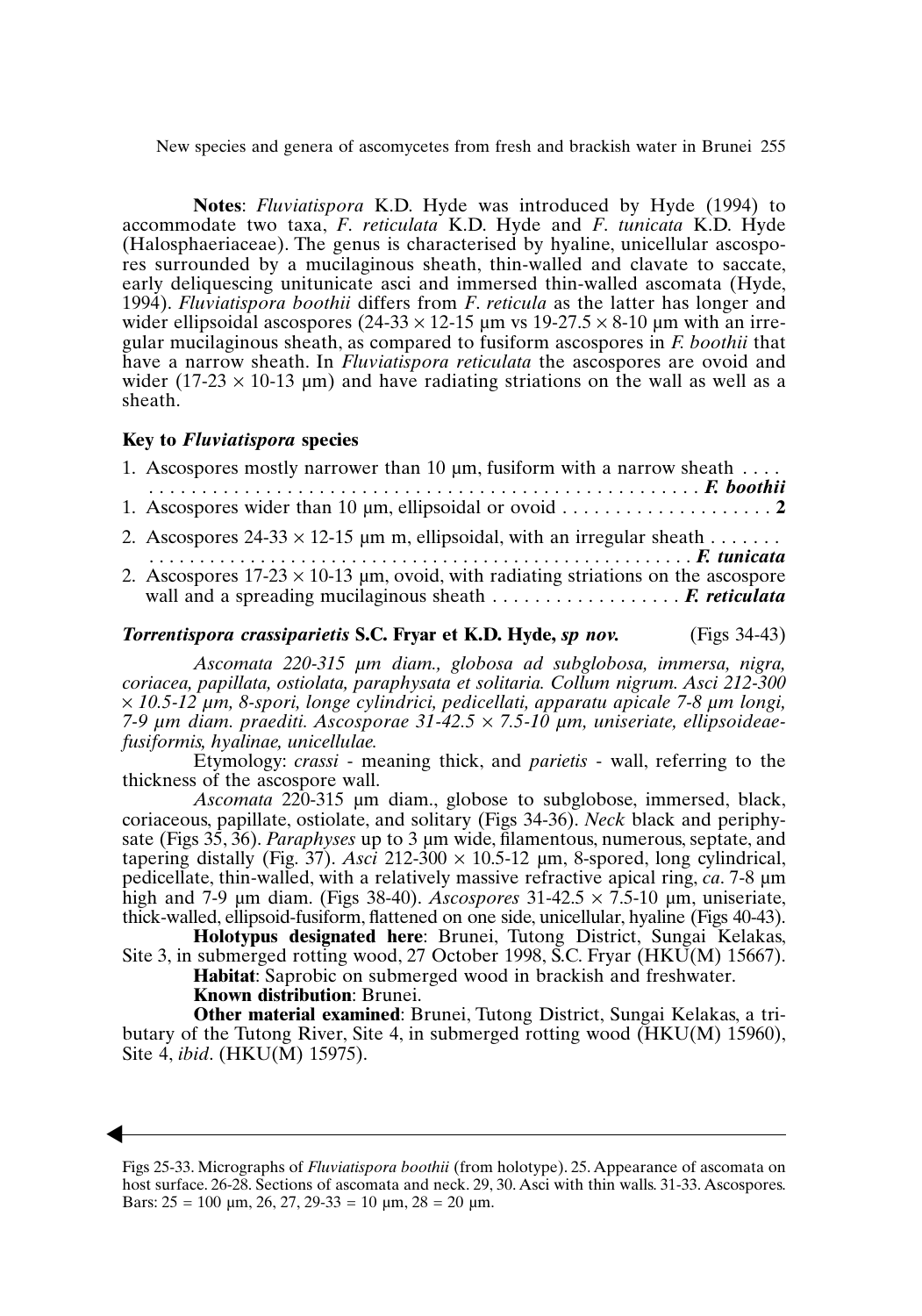**Notes**: *Fluviatispora* K.D. Hyde was introduced by Hyde (1994) to accommodate two taxa, *F. reticulata* K.D. Hyde and *F. tunicata* K.D. Hyde (Halosphaeriaceae). The genus is characterised by hyaline, unicellular ascospores surrounded by a mucilaginous sheath, thin-walled and clavate to saccate, early deliquescing unitunicate asci and immersed thin-walled ascomata (Hyde, 1994). *Fluviatispora boothii* differs from *F. reticula* as the latter has longer and wider ellipsoidal ascospores (24-33 × 12-15 µm vs 19-27.5 × 8-10 µm with an irregular mucilaginous sheath, as compared to fusiform ascospores in *F. boothii* that have a narrow sheath. In *Fluviatispora reticulata* the ascospores are ovoid and wider (17-23 × 10-13 µm) and have radiating striations on the wall as well as a sheath.

### Key to *Fluviatispora* species

1. Ascospores mostly narrower than 10 µm, fusiform with a narrow sheath . . . . . . . . . . . . . . . . . . . . . . . . . . . . . . . . . . . . . . . . . . . . . . . . . . . . . . . . . ***F. boothii***
1. Ascospores wider than 10 µm, ellipsoidal or ovoid . . . . . . . . . . . . . . . . . . . . . **2**

2. Ascospores 24-33 × 12-15 µm m, ellipsoidal, with an irregular sheath . . . . . . . . . . . . . . . . . . . . . . . . . . . . . . . . . . . . . . . . . . . . . . . . . . . . . . . . . . . . . ***F. tunicata***
2. Ascospores 17-23 × 10-13 µm, ovoid, with radiating striations on the ascospore wall and a spreading mucilaginous sheath . . . . . . . . . . . . . . . . . . ***F. reticulata***

### ***Torrentispora crassiparietis*** **S.C. Fryar et K.D. Hyde,** ***sp nov.*** (Figs 34-43)

*Ascomata 220-315 µm diam., globosa ad subglobosa, immersa, nigra, coriacea, papillata, ostiolata, paraphysata et solitaria. Collum nigrum. Asci 212-300 × 10.5-12 µm, 8-spori, longe cylindrici, pedicellati, apparatu apicale 7-8 µm longi, 7-9 µm diam. praediti. Ascosporae 31-42.5 × 7.5-10 µm, uniseriate, ellipsoideae-fusiformis, hyalinae, unicellulae.*

Etymology: *crassi* - meaning thick, and *parietis* - wall, referring to the thickness of the ascospore wall.

*Ascomata* 220-315 µm diam., globose to subglobose, immersed, black, coriaceous, papillate, ostiolate, and solitary (Figs 34-36). *Neck* black and periphysate (Figs 35, 36). *Paraphyses* up to 3 µm wide, filamentous, numerous, septate, and tapering distally (Fig. 37). *Asci* 212-300 × 10.5-12 µm, 8-spored, long cylindrical, pedicellate, thin-walled, with a relatively massive refractive apical ring, *ca*. 7-8 µm high and 7-9 µm diam. (Figs 38-40). *Ascospores* 31-42.5 × 7.5-10 µm, uniseriate, thick-walled, ellipsoid-fusiform, flattened on one side, unicellular, hyaline (Figs 40-43).

**Holotypus designated here**: Brunei, Tutong District, Sungai Kelakas, Site 3, in submerged rotting wood, 27 October 1998, S.C. Fryar (HKU(M) 15667).

**Habitat**: Saprobic on submerged wood in brackish and freshwater.

**Known distribution**: Brunei.

**Other material examined**: Brunei, Tutong District, Sungai Kelakas, a tributary of the Tutong River, Site 4, in submerged rotting wood (HKU(M) 15960), Site 4, *ibid*. (HKU(M) 15975).

Figs 25-33. Micrographs of *Fluviatispora boothii* (from holotype). 25. Appearance of ascomata on host surface. 26-28. Sections of ascomata and neck. 29, 30. Asci with thin walls. 31-33. Ascospores. Bars: 25 = 100 µm, 26, 27, 29-33 = 10 µm, 28 = 20 µm.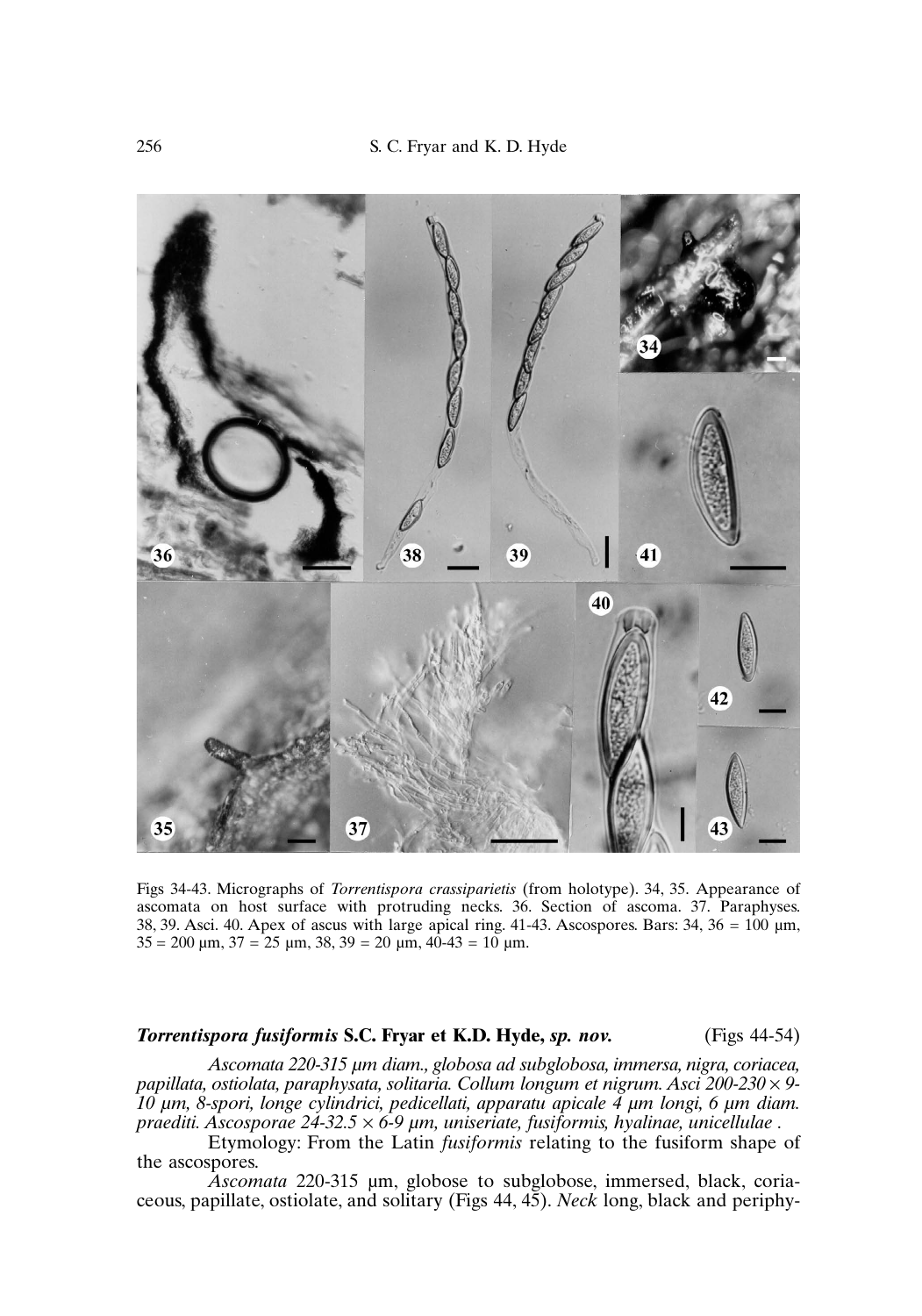Figs 34-43. Micrographs of *Torrentispora crassiparietis* (from holotype). 34, 35. Appearance of ascomata on host surface with protruding necks. 36. Section of ascoma. 37. Paraphyses. 38, 39. Asci. 40. Apex of ascus with large apical ring. 41-43. Ascospores. Bars: 34, 36 = 100 µm, 35 = 200 µm, 37 = 25 µm, 38, 39 = 20 µm, 40-43 = 10 µm.

***Torrentispora fusiformis* S.C. Fryar et K.D. Hyde, *sp. nov.*** (Figs 44-54)

*Ascomata 220-315 µm diam., globosa ad subglobosa, immersa, nigra, coriacea, papillata, ostiolata, paraphysata, solitaria. Collum longum et nigrum. Asci 200-230 × 9-10 µm, 8-spori, longe cylindrici, pedicellati, apparatu apicale 4 µm longi, 6 µm diam. praediti. Ascosporae 24-32.5 × 6-9 µm, uniseriate, fusiformis, hyalinae, unicellulae .*

Etymology: From the Latin *fusiformis* relating to the fusiform shape of the ascospores.

*Ascomata* 220-315 µm, globose to subglobose, immersed, black, coriaceous, papillate, ostiolate, and solitary (Figs 44, 45). *Neck* long, black and periphy-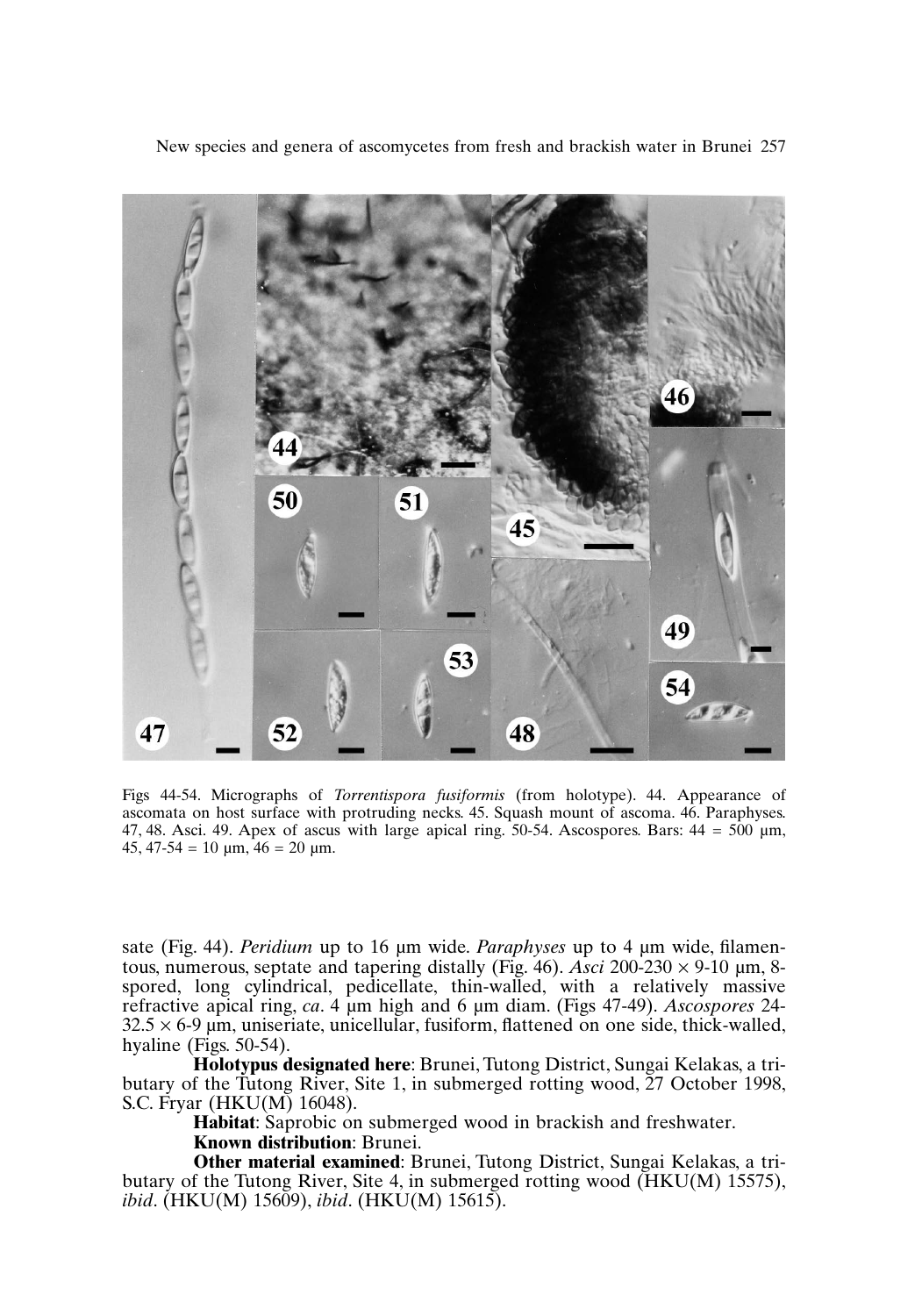Figs 44-54. Micrographs of *Torrentispora fusiformis* (from holotype). 44. Appearance of ascomata on host surface with protruding necks. 45. Squash mount of ascoma. 46. Paraphyses. 47, 48. Asci. 49. Apex of ascus with large apical ring. 50-54. Ascospores. Bars: 44 = 500 µm, 45, 47-54 = 10 µm, 46 = 20 µm.

sate (Fig. 44). *Peridium* up to 16 µm wide. *Paraphyses* up to 4 µm wide, filamentous, numerous, septate and tapering distally (Fig. 46). *Asci* 200-230 × 9-10 µm, 8-spored, long cylindrical, pedicellate, thin-walled, with a relatively massive refractive apical ring, *ca*. 4 µm high and 6 µm diam. (Figs 47-49). *Ascospores* 24-32.5 × 6-9 µm, uniseriate, unicellular, fusiform, flattened on one side, thick-walled, hyaline (Figs. 50-54).

**Holotypus designated here**: Brunei, Tutong District, Sungai Kelakas, a tributary of the Tutong River, Site 1, in submerged rotting wood, 27 October 1998, S.C. Fryar (HKU(M) 16048).

**Habitat**: Saprobic on submerged wood in brackish and freshwater.

**Known distribution**: Brunei.

**Other material examined**: Brunei, Tutong District, Sungai Kelakas, a tributary of the Tutong River, Site 4, in submerged rotting wood (HKU(M) 15575), *ibid*. (HKU(M) 15609), *ibid*. (HKU(M) 15615).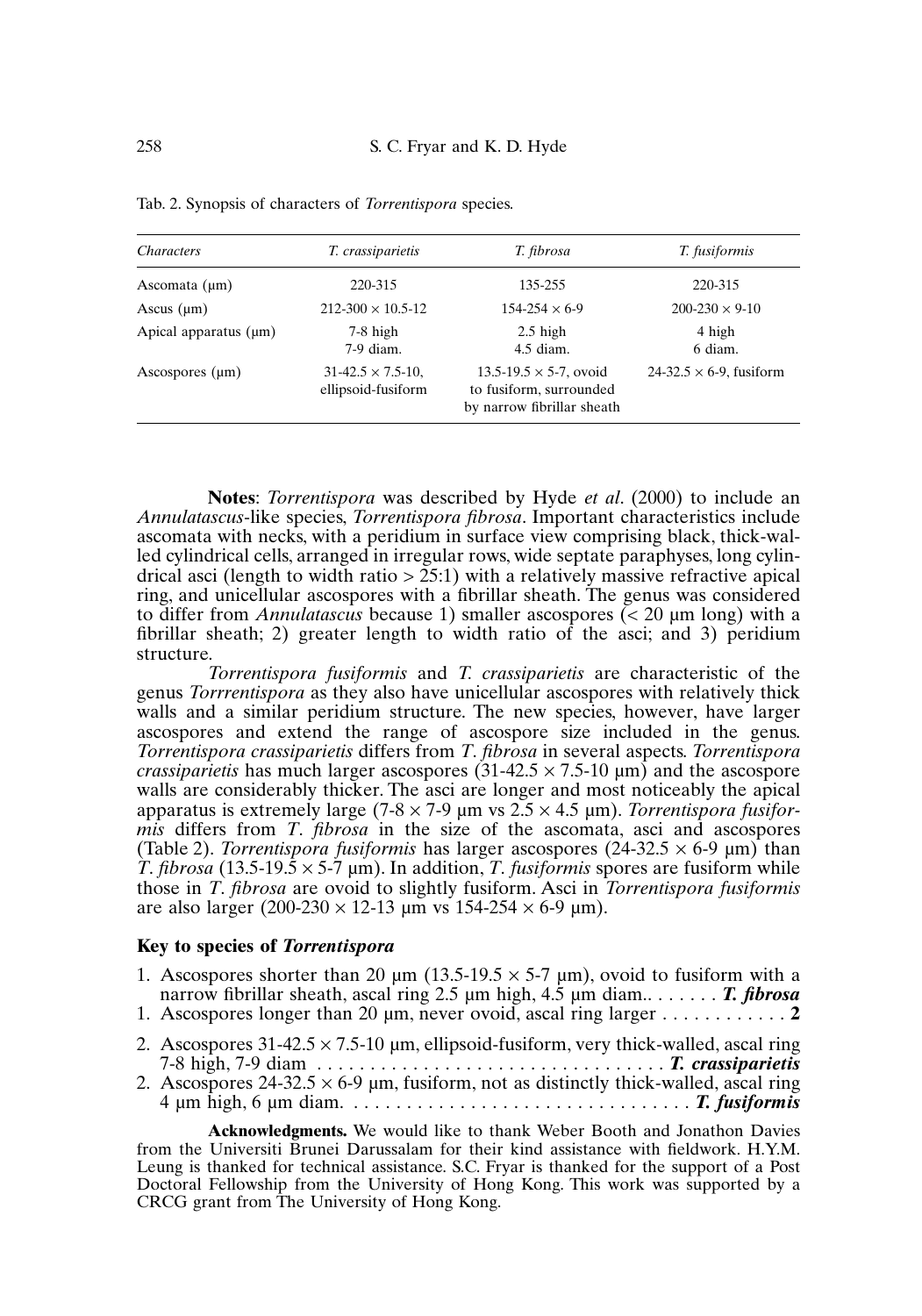Tab. 2. Synopsis of characters of *Torrentispora* species.

| *Characters* | *T. crassiparietis* | *T. fibrosa* | *T. fusiformis* |
|---|---|---|---|
| Ascomata (µm) | 220-315 | 135-255 | 220-315 |
| Ascus (µm) | 212-300 × 10.5-12 | 154-254 × 6-9 | 200-230 × 9-10 |
| Apical apparatus (µm) | 7-8 high<br>7-9 diam. | 2.5 high<br>4.5 diam. | 4 high<br>6 diam. |
| Ascospores (µm) | 31-42.5 × 7.5-10, ellipsoid-fusiform | 13.5-19.5 × 5-7, ovoid to fusiform, surrounded by narrow fibrillar sheath | 24-32.5 × 6-9, fusiform |

**Notes**: *Torrentispora* was described by Hyde *et al*. (2000) to include an *Annulatascus*-like species, *Torrentispora fibrosa*. Important characteristics include ascomata with necks, with a peridium in surface view comprising black, thick-walled cylindrical cells, arranged in irregular rows, wide septate paraphyses, long cylindrical asci (length to width ratio > 25:1) with a relatively massive refractive apical ring, and unicellular ascospores with a fibrillar sheath. The genus was considered to differ from *Annulatascus* because 1) smaller ascospores (< 20 µm long) with a fibrillar sheath; 2) greater length to width ratio of the asci; and 3) peridium structure.

*Torrentispora fusiformis* and *T. crassiparietis* are characteristic of the genus *Torrrentispora* as they also have unicellular ascospores with relatively thick walls and a similar peridium structure. The new species, however, have larger ascospores and extend the range of ascospore size included in the genus. *Torrentispora crassiparietis* differs from *T. fibrosa* in several aspects. *Torrentispora crassiparietis* has much larger ascospores (31-42.5 × 7.5-10 µm) and the ascospore walls are considerably thicker. The asci are longer and most noticeably the apical apparatus is extremely large (7-8 × 7-9 µm vs 2.5 × 4.5 µm). *Torrentispora fusiformis* differs from *T. fibrosa* in the size of the ascomata, asci and ascospores (Table 2). *Torrentispora fusiformis* has larger ascospores (24-32.5 × 6-9 µm) than *T. fibrosa* (13.5-19.5 × 5-7 µm). In addition, *T. fusiformis* spores are fusiform while those in *T. fibrosa* are ovoid to slightly fusiform. Asci in *Torrentispora fusiformis* are also larger (200-230 × 12-13 µm vs 154-254 × 6-9 µm).

## Key to species of *Torrentispora*

1. Ascospores shorter than 20 µm (13.5-19.5 × 5-7 µm), ovoid to fusiform with a narrow fibrillar sheath, ascal ring 2.5 µm high, 4.5 µm diam.. . . . . . . ***T. fibrosa***
1. Ascospores longer than 20 µm, never ovoid, ascal ring larger . . . . . . . . . . . . **2**

2. Ascospores 31-42.5 × 7.5-10 µm, ellipsoid-fusiform, very thick-walled, ascal ring 7-8 high, 7-9 diam . . . . . . . . . . . . . . . . . . . . . . . . . . . . . . . . . ***T. crassiparietis***
2. Ascospores 24-32.5 × 6-9 µm, fusiform, not as distinctly thick-walled, ascal ring 4 µm high, 6 µm diam. . . . . . . . . . . . . . . . . . . . . . . . . . . . . . . . . . ***T. fusiformis***

**Acknowledgments.** We would like to thank Weber Booth and Jonathon Davies from the Universiti Brunei Darussalam for their kind assistance with fieldwork. H.Y.M. Leung is thanked for technical assistance. S.C. Fryar is thanked for the support of a Post Doctoral Fellowship from the University of Hong Kong. This work was supported by a CRCG grant from The University of Hong Kong.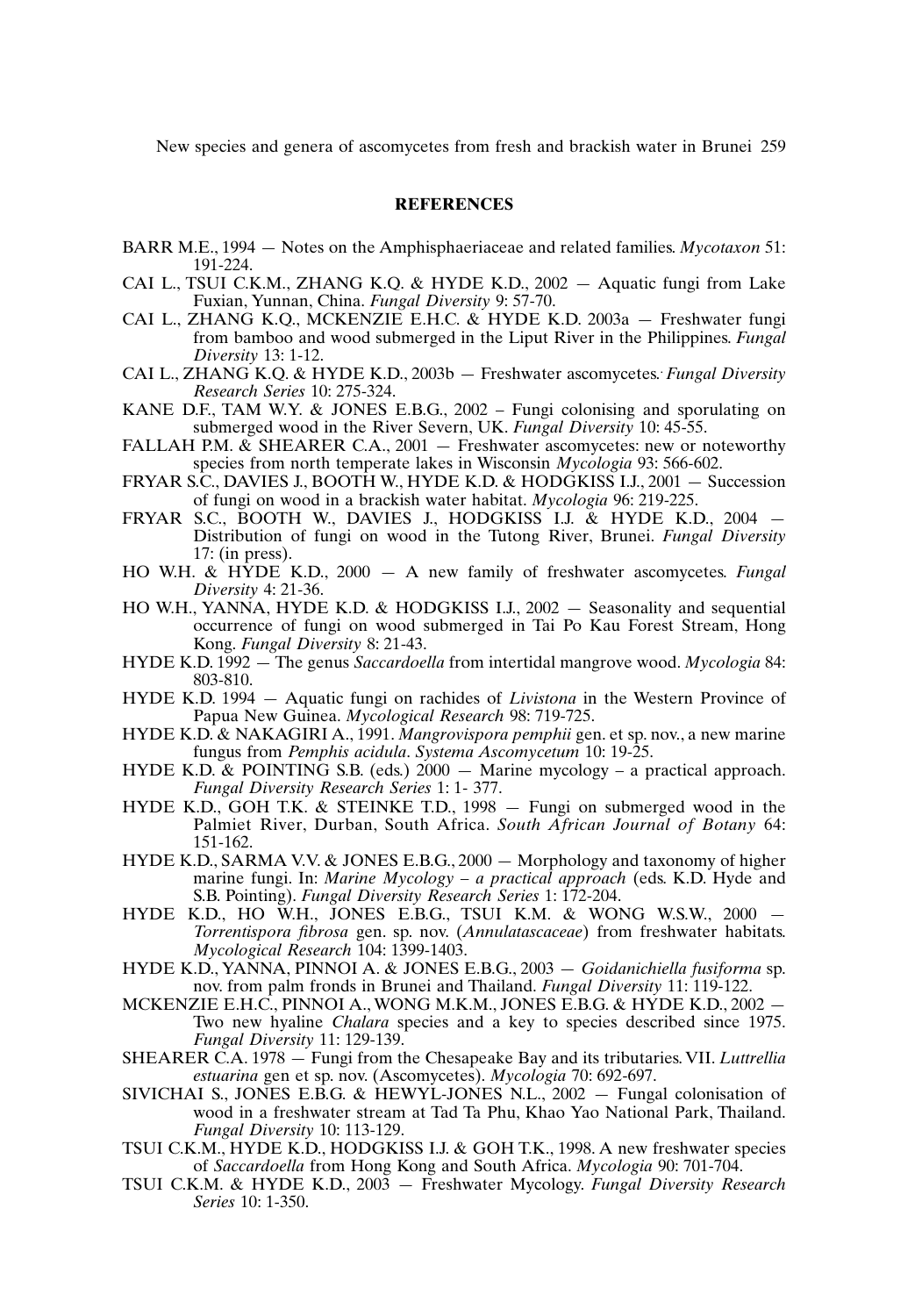## REFERENCES

BARR M.E., 1994 — Notes on the Amphisphaeriaceae and related families. *Mycotaxon* 51: 191-224.

CAI L., TSUI C.K.M., ZHANG K.Q. & HYDE K.D., 2002 — Aquatic fungi from Lake Fuxian, Yunnan, China. *Fungal Diversity* 9: 57-70.

CAI L., ZHANG K.Q., MCKENZIE E.H.C. & HYDE K.D. 2003a — Freshwater fungi from bamboo and wood submerged in the Liput River in the Philippines. *Fungal Diversity* 13: 1-12.

CAI L., ZHANG K.Q. & HYDE K.D., 2003b — Freshwater ascomycetes. *Fungal Diversity Research Series* 10: 275-324.

KANE D.F., TAM W.Y. & JONES E.B.G., 2002 – Fungi colonising and sporulating on submerged wood in the River Severn, UK. *Fungal Diversity* 10: 45-55.

FALLAH P.M. & SHEARER C.A., 2001 — Freshwater ascomycetes: new or noteworthy species from north temperate lakes in Wisconsin *Mycologia* 93: 566-602.

FRYAR S.C., DAVIES J., BOOTH W., HYDE K.D. & HODGKISS I.J., 2001 — Succession of fungi on wood in a brackish water habitat. *Mycologia* 96: 219-225.

FRYAR S.C., BOOTH W., DAVIES J., HODGKISS I.J. & HYDE K.D., 2004 — Distribution of fungi on wood in the Tutong River, Brunei. *Fungal Diversity* 17: (in press).

HO W.H. & HYDE K.D., 2000 — A new family of freshwater ascomycetes. *Fungal Diversity* 4: 21-36.

HO W.H., YANNA, HYDE K.D. & HODGKISS I.J., 2002 — Seasonality and sequential occurrence of fungi on wood submerged in Tai Po Kau Forest Stream, Hong Kong. *Fungal Diversity* 8: 21-43.

HYDE K.D. 1992 — The genus *Saccardoella* from intertidal mangrove wood. *Mycologia* 84: 803-810.

HYDE K.D. 1994 — Aquatic fungi on rachides of *Livistona* in the Western Province of Papua New Guinea. *Mycological Research* 98: 719-725.

HYDE K.D. & NAKAGIRI A., 1991. *Mangrovispora pemphii* gen. et sp. nov., a new marine fungus from *Pemphis acidula*. *Systema Ascomycetum* 10: 19-25.

HYDE K.D. & POINTING S.B. (eds.) 2000 — Marine mycology – a practical approach. *Fungal Diversity Research Series* 1: 1- 377.

HYDE K.D., GOH T.K. & STEINKE T.D., 1998 — Fungi on submerged wood in the Palmiet River, Durban, South Africa. *South African Journal of Botany* 64: 151-162.

HYDE K.D., SARMA V.V. & JONES E.B.G., 2000 — Morphology and taxonomy of higher marine fungi. In: *Marine Mycology – a practical approach* (eds. K.D. Hyde and S.B. Pointing). *Fungal Diversity Research Series* 1: 172-204.

HYDE K.D., HO W.H., JONES E.B.G., TSUI K.M. & WONG W.S.W., 2000 — *Torrentispora fibrosa* gen. sp. nov. (*Annulatascaceae*) from freshwater habitats. *Mycological Research* 104: 1399-1403.

HYDE K.D., YANNA, PINNOI A. & JONES E.B.G., 2003 — *Goidanichiella fusiforma* sp. nov. from palm fronds in Brunei and Thailand. *Fungal Diversity* 11: 119-122.

MCKENZIE E.H.C., PINNOI A., WONG M.K.M., JONES E.B.G. & HYDE K.D., 2002 — Two new hyaline *Chalara* species and a key to species described since 1975. *Fungal Diversity* 11: 129-139.

SHEARER C.A. 1978 — Fungi from the Chesapeake Bay and its tributaries. VII. *Luttrellia estuarina* gen et sp. nov. (Ascomycetes). *Mycologia* 70: 692-697.

SIVICHAI S., JONES E.B.G. & HEWYL-JONES N.L., 2002 — Fungal colonisation of wood in a freshwater stream at Tad Ta Phu, Khao Yao National Park, Thailand. *Fungal Diversity* 10: 113-129.

TSUI C.K.M., HYDE K.D., HODGKISS I.J. & GOH T.K., 1998. A new freshwater species of *Saccardoella* from Hong Kong and South Africa. *Mycologia* 90: 701-704.

TSUI C.K.M. & HYDE K.D., 2003 — Freshwater Mycology. *Fungal Diversity Research Series* 10: 1-350.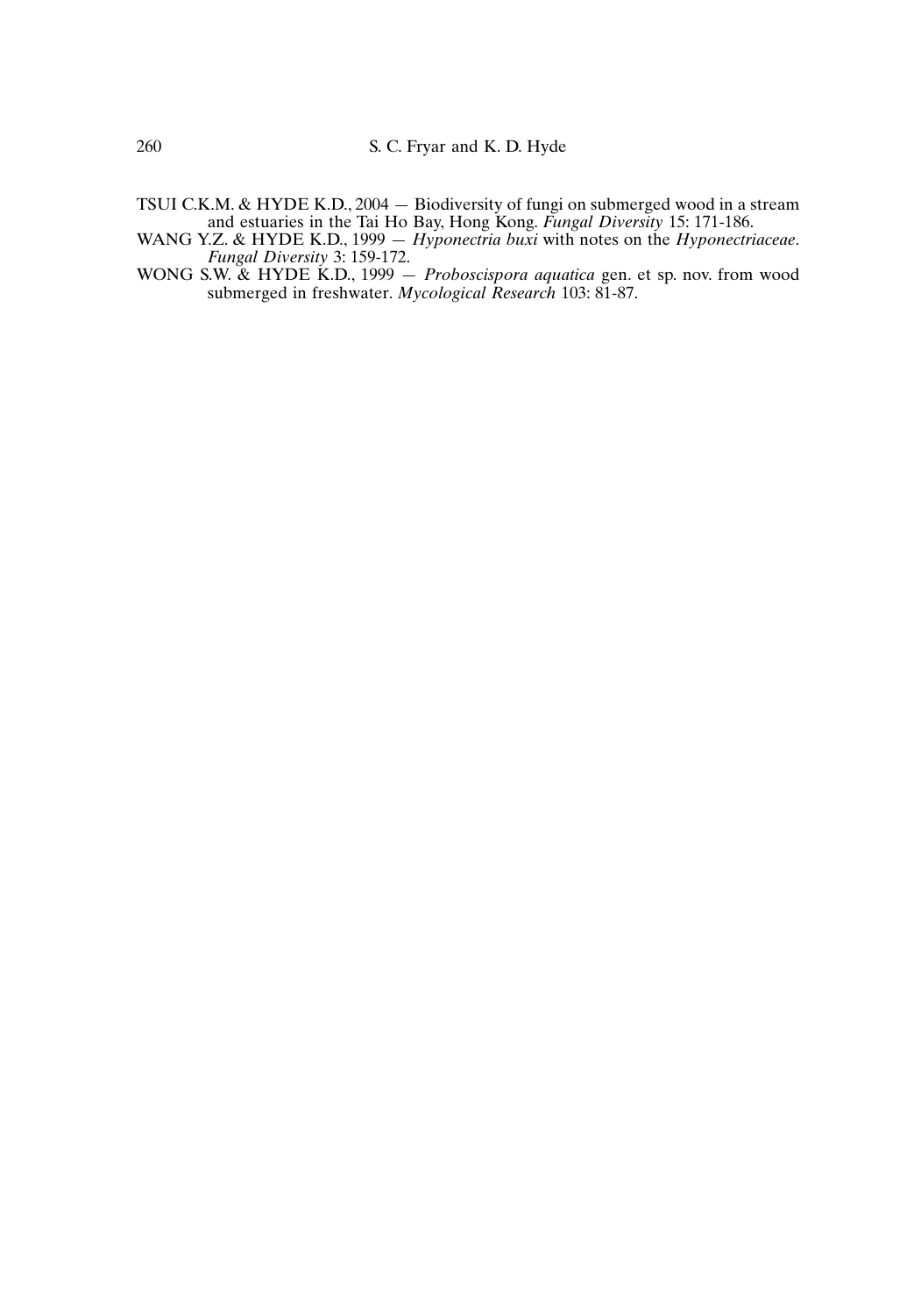TSUI C.K.M. & HYDE K.D., 2004 — Biodiversity of fungi on submerged wood in a stream and estuaries in the Tai Ho Bay, Hong Kong. *Fungal Diversity* 15: 171-186.

WANG Y.Z. & HYDE K.D., 1999 — *Hyponectria buxi* with notes on the *Hyponectriaceae*. *Fungal Diversity* 3: 159-172.

WONG S.W. & HYDE K.D., 1999 — *Proboscispora aquatica* gen. et sp. nov. from wood submerged in freshwater. *Mycological Research* 103: 81-87.